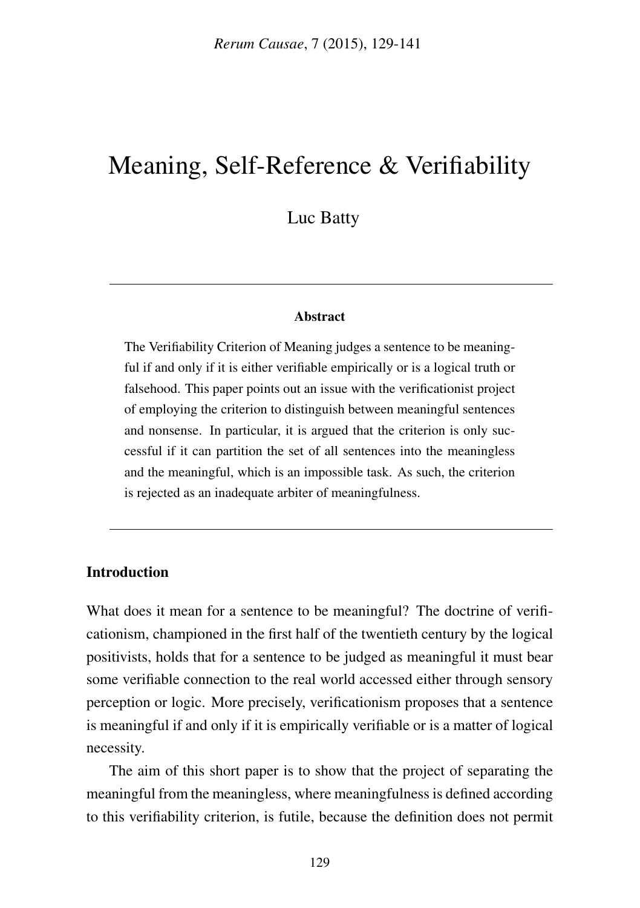# Meaning, Self-Reference & Verifiability

Luc Batty

---

**Abstract**

The Verifiability Criterion of Meaning judges a sentence to be meaningful if and only if it is either verifiable empirically or is a logical truth or falsehood. This paper points out an issue with the verificationist project of employing the criterion to distinguish between meaningful sentences and nonsense. In particular, it is argued that the criterion is only successful if it can partition the set of all sentences into the meaningless and the meaningful, which is an impossible task. As such, the criterion is rejected as an inadequate arbiter of meaningfulness.

---

## Introduction

What does it mean for a sentence to be meaningful? The doctrine of verificationism, championed in the first half of the twentieth century by the logical positivists, holds that for a sentence to be judged as meaningful it must bear some verifiable connection to the real world accessed either through sensory perception or logic. More precisely, verificationism proposes that a sentence is meaningful if and only if it is empirically verifiable or is a matter of logical necessity.

The aim of this short paper is to show that the project of separating the meaningful from the meaningless, where meaningfulness is defined according to this verifiability criterion, is futile, because the definition does not permit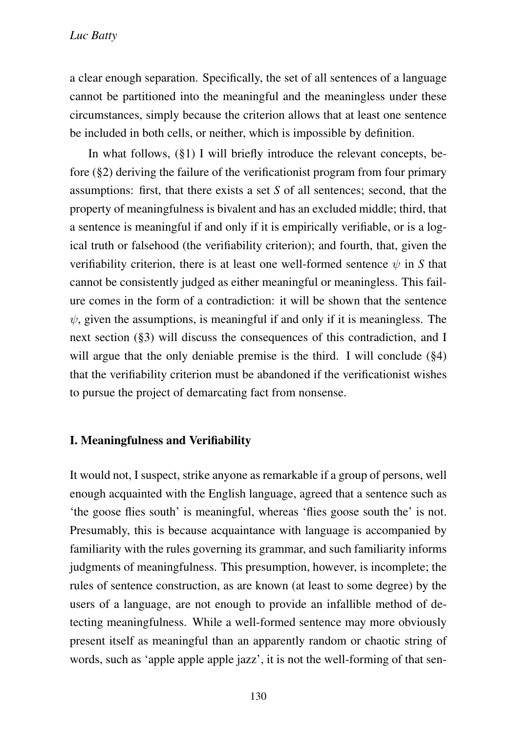a clear enough separation. Specifically, the set of all sentences of a language cannot be partitioned into the meaningful and the meaningless under these circumstances, simply because the criterion allows that at least one sentence be included in both cells, or neither, which is impossible by definition.

In what follows, (§1) I will briefly introduce the relevant concepts, before (§2) deriving the failure of the verificationist program from four primary assumptions: first, that there exists a set *S* of all sentences; second, that the property of meaningfulness is bivalent and has an excluded middle; third, that a sentence is meaningful if and only if it is empirically verifiable, or is a logical truth or falsehood (the verifiability criterion); and fourth, that, given the verifiability criterion, there is at least one well-formed sentence $\psi$ in *S* that cannot be consistently judged as either meaningful or meaningless. This failure comes in the form of a contradiction: it will be shown that the sentence $\psi$, given the assumptions, is meaningful if and only if it is meaningless. The next section (§3) will discuss the consequences of this contradiction, and I will argue that the only deniable premise is the third. I will conclude (§4) that the verifiability criterion must be abandoned if the verificationist wishes to pursue the project of demarcating fact from nonsense.

## I. Meaningfulness and Verifiability

It would not, I suspect, strike anyone as remarkable if a group of persons, well enough acquainted with the English language, agreed that a sentence such as 'the goose flies south' is meaningful, whereas 'flies goose south the' is not. Presumably, this is because acquaintance with language is accompanied by familiarity with the rules governing its grammar, and such familiarity informs judgments of meaningfulness. This presumption, however, is incomplete; the rules of sentence construction, as are known (at least to some degree) by the users of a language, are not enough to provide an infallible method of detecting meaningfulness. While a well-formed sentence may more obviously present itself as meaningful than an apparently random or chaotic string of words, such as 'apple apple apple jazz', it is not the well-forming of that sen-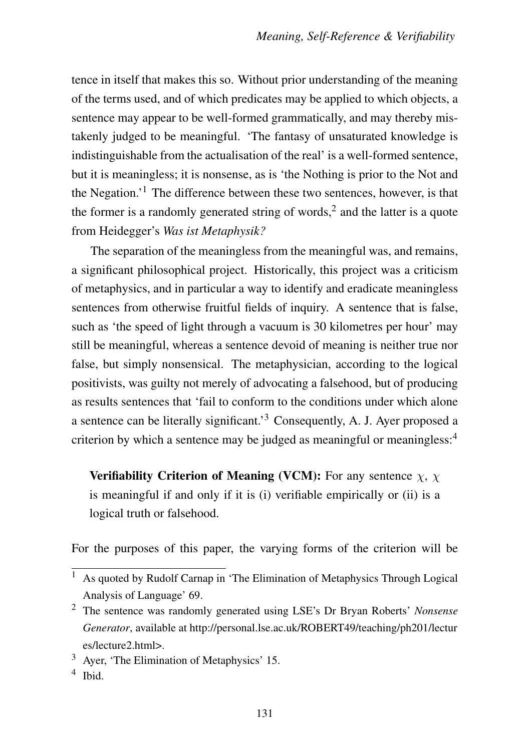tence in itself that makes this so. Without prior understanding of the meaning of the terms used, and of which predicates may be applied to which objects, a sentence may appear to be well-formed grammatically, and may thereby mistakenly judged to be meaningful. 'The fantasy of unsaturated knowledge is indistinguishable from the actualisation of the real' is a well-formed sentence, but it is meaningless; it is nonsense, as is 'the Nothing is prior to the Not and the Negation.'[1] The difference between these two sentences, however, is that the former is a randomly generated string of words,[2] and the latter is a quote from Heidegger's *Was ist Metaphysik?*

The separation of the meaningless from the meaningful was, and remains, a significant philosophical project. Historically, this project was a criticism of metaphysics, and in particular a way to identify and eradicate meaningless sentences from otherwise fruitful fields of inquiry. A sentence that is false, such as 'the speed of light through a vacuum is 30 kilometres per hour' may still be meaningful, whereas a sentence devoid of meaning is neither true nor false, but simply nonsensical. The metaphysician, according to the logical positivists, was guilty not merely of advocating a falsehood, but of producing as results sentences that 'fail to conform to the conditions under which alone a sentence can be literally significant.'[3] Consequently, A. J. Ayer proposed a criterion by which a sentence may be judged as meaningful or meaningless:[4]

> **Verifiability Criterion of Meaning (VCM):** For any sentence $\chi$, $\chi$ is meaningful if and only if it is (i) verifiable empirically or (ii) is a logical truth or falsehood.

For the purposes of this paper, the varying forms of the criterion will be

---

[1] As quoted by Rudolf Carnap in 'The Elimination of Metaphysics Through Logical Analysis of Language' 69.

[2] The sentence was randomly generated using LSE's Dr Bryan Roberts' *Nonsense Generator*, available at http://personal.lse.ac.uk/ROBERT49/teaching/ph201/lectures/lecture2.html>.

[3] Ayer, 'The Elimination of Metaphysics' 15.

[4] Ibid.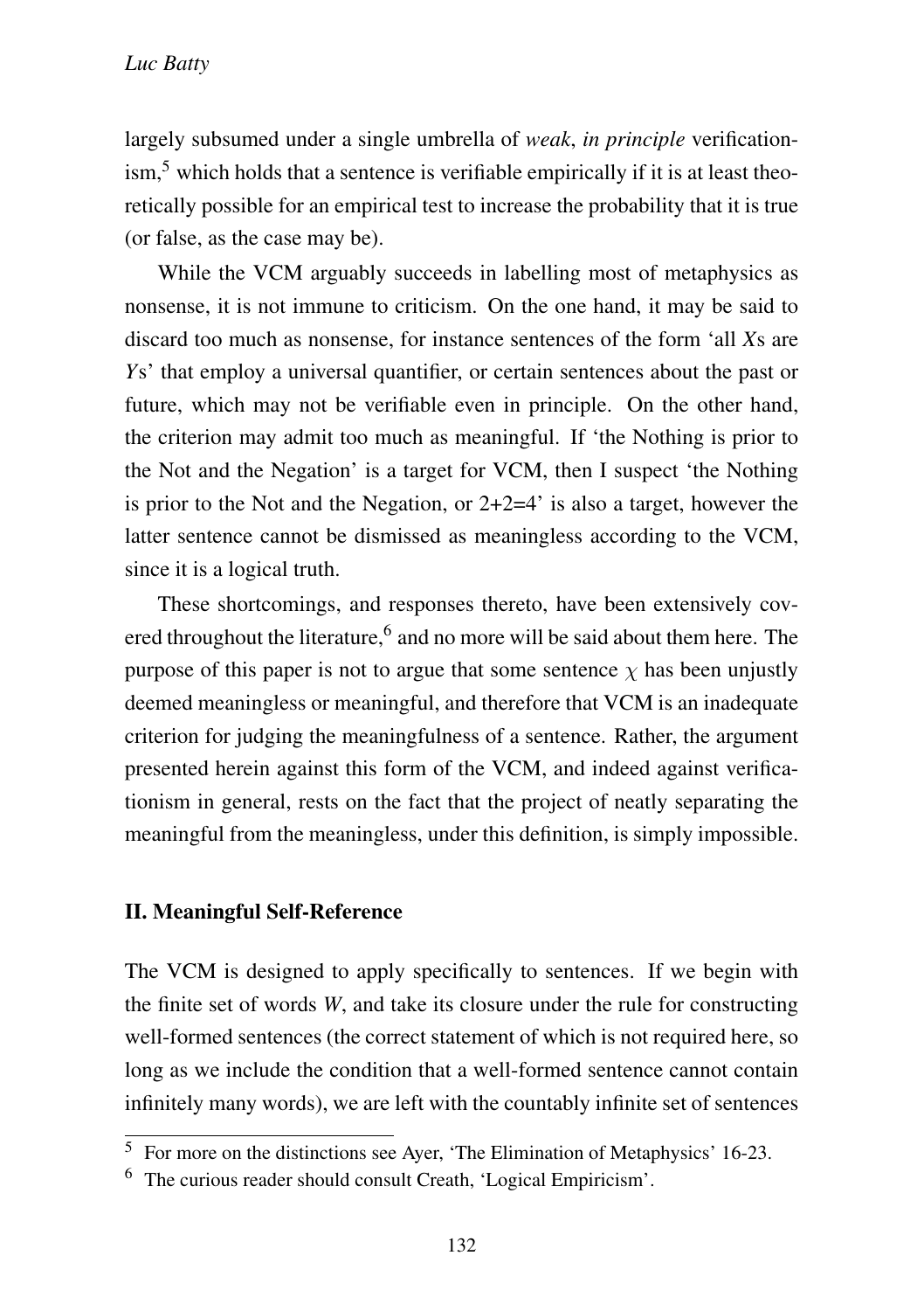largely subsumed under a single umbrella of *weak*, *in principle* verificationism,[5] which holds that a sentence is verifiable empirically if it is at least theoretically possible for an empirical test to increase the probability that it is true (or false, as the case may be).

While the VCM arguably succeeds in labelling most of metaphysics as nonsense, it is not immune to criticism. On the one hand, it may be said to discard too much as nonsense, for instance sentences of the form 'all *X*s are *Y*s' that employ a universal quantifier, or certain sentences about the past or future, which may not be verifiable even in principle. On the other hand, the criterion may admit too much as meaningful. If 'the Nothing is prior to the Not and the Negation' is a target for VCM, then I suspect 'the Nothing is prior to the Not and the Negation, or 2+2=4' is also a target, however the latter sentence cannot be dismissed as meaningless according to the VCM, since it is a logical truth.

These shortcomings, and responses thereto, have been extensively covered throughout the literature,[6] and no more will be said about them here. The purpose of this paper is not to argue that some sentence $\chi$ has been unjustly deemed meaningless or meaningful, and therefore that VCM is an inadequate criterion for judging the meaningfulness of a sentence. Rather, the argument presented herein against this form of the VCM, and indeed against verificationism in general, rests on the fact that the project of neatly separating the meaningful from the meaningless, under this definition, is simply impossible.

## II. Meaningful Self-Reference

The VCM is designed to apply specifically to sentences. If we begin with the finite set of words *W*, and take its closure under the rule for constructing well-formed sentences (the correct statement of which is not required here, so long as we include the condition that a well-formed sentence cannot contain infinitely many words), we are left with the countably infinite set of sentences

[5] For more on the distinctions see Ayer, 'The Elimination of Metaphysics' 16-23.

[6] The curious reader should consult Creath, 'Logical Empiricism'.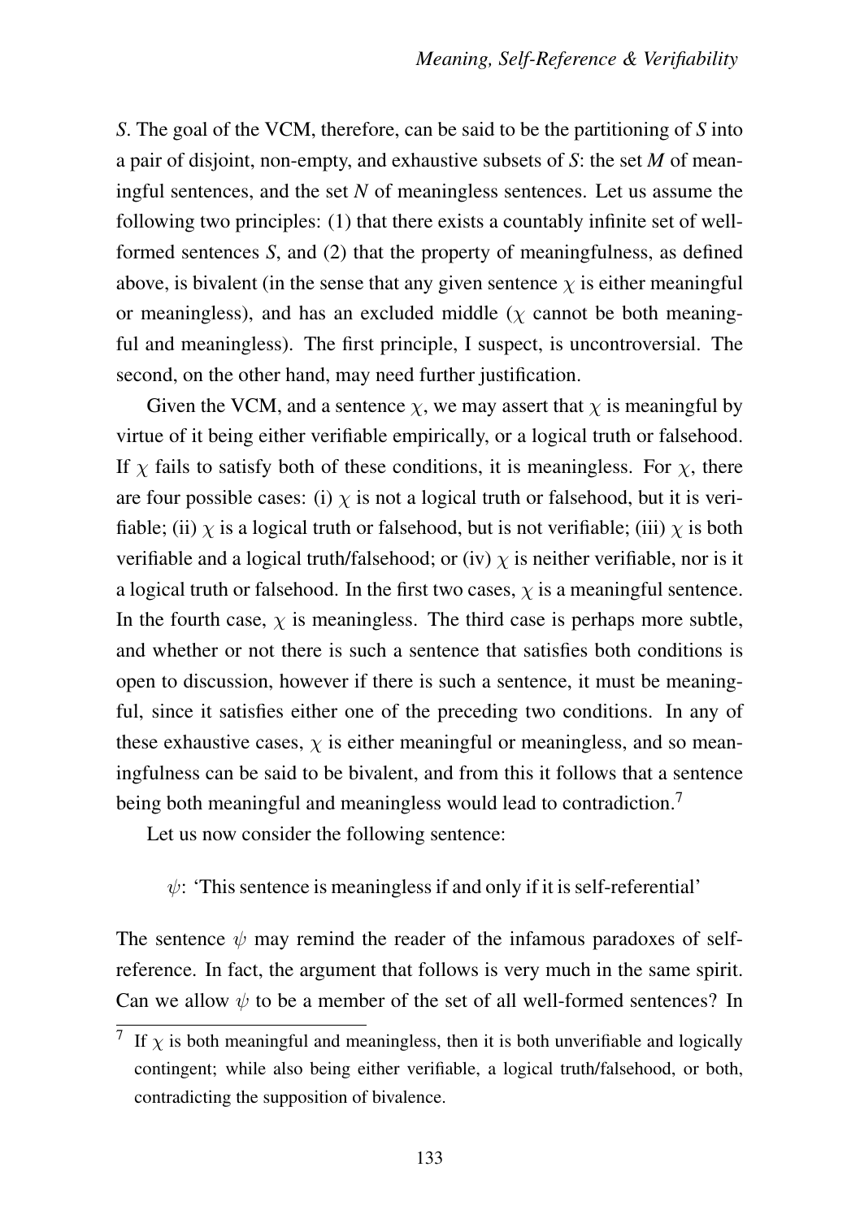*S*. The goal of the VCM, therefore, can be said to be the partitioning of *S* into a pair of disjoint, non-empty, and exhaustive subsets of *S*: the set *M* of meaningful sentences, and the set *N* of meaningless sentences. Let us assume the following two principles: (1) that there exists a countably infinite set of well-formed sentences *S*, and (2) that the property of meaningfulness, as defined above, is bivalent (in the sense that any given sentence $\chi$ is either meaningful or meaningless), and has an excluded middle ($\chi$ cannot be both meaningful and meaningless). The first principle, I suspect, is uncontroversial. The second, on the other hand, may need further justification.

Given the VCM, and a sentence $\chi$, we may assert that $\chi$ is meaningful by virtue of it being either verifiable empirically, or a logical truth or falsehood. If $\chi$ fails to satisfy both of these conditions, it is meaningless. For $\chi$, there are four possible cases: (i) $\chi$ is not a logical truth or falsehood, but it is verifiable; (ii) $\chi$ is a logical truth or falsehood, but is not verifiable; (iii) $\chi$ is both verifiable and a logical truth/falsehood; or (iv) $\chi$ is neither verifiable, nor is it a logical truth or falsehood. In the first two cases, $\chi$ is a meaningful sentence. In the fourth case, $\chi$ is meaningless. The third case is perhaps more subtle, and whether or not there is such a sentence that satisfies both conditions is open to discussion, however if there is such a sentence, it must be meaningful, since it satisfies either one of the preceding two conditions. In any of these exhaustive cases, $\chi$ is either meaningful or meaningless, and so meaningfulness can be said to be bivalent, and from this it follows that a sentence being both meaningful and meaningless would lead to contradiction.[7]

Let us now consider the following sentence:

$\psi$: 'This sentence is meaningless if and only if it is self-referential'

The sentence $\psi$ may remind the reader of the infamous paradoxes of self-reference. In fact, the argument that follows is very much in the same spirit. Can we allow $\psi$ to be a member of the set of all well-formed sentences? In

---

[7] If $\chi$ is both meaningful and meaningless, then it is both unverifiable and logically contingent; while also being either verifiable, a logical truth/falsehood, or both, contradicting the supposition of bivalence.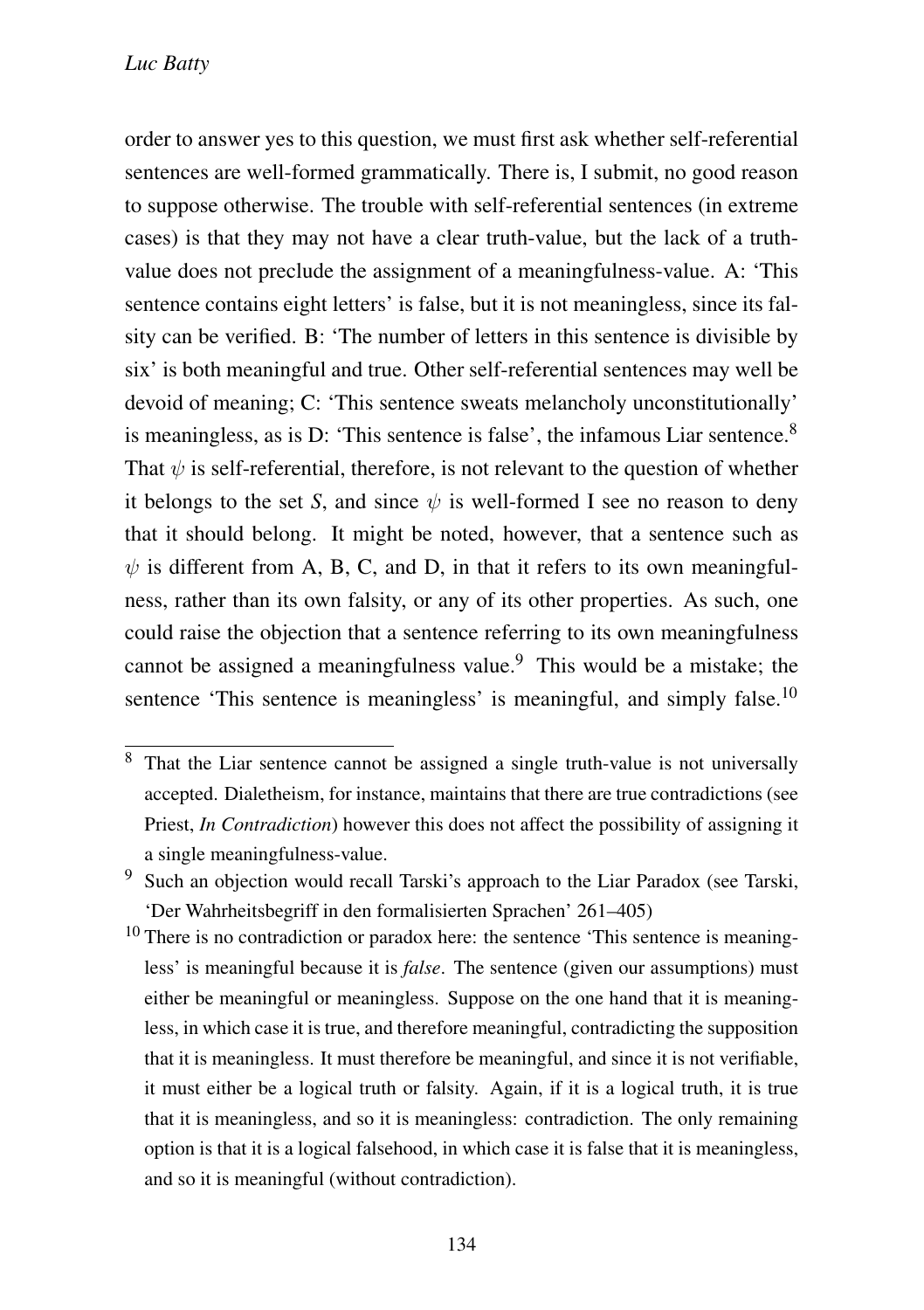order to answer yes to this question, we must first ask whether self-referential sentences are well-formed grammatically. There is, I submit, no good reason to suppose otherwise. The trouble with self-referential sentences (in extreme cases) is that they may not have a clear truth-value, but the lack of a truth-value does not preclude the assignment of a meaningfulness-value. A: 'This sentence contains eight letters' is false, but it is not meaningless, since its falsity can be verified. B: 'The number of letters in this sentence is divisible by six' is both meaningful and true. Other self-referential sentences may well be devoid of meaning; C: 'This sentence sweats melancholy unconstitutionally' is meaningless, as is D: 'This sentence is false', the infamous Liar sentence.[8] That $\psi$ is self-referential, therefore, is not relevant to the question of whether it belongs to the set *S*, and since $\psi$ is well-formed I see no reason to deny that it should belong. It might be noted, however, that a sentence such as $\psi$ is different from A, B, C, and D, in that it refers to its own meaningfulness, rather than its own falsity, or any of its other properties. As such, one could raise the objection that a sentence referring to its own meaningfulness cannot be assigned a meaningfulness value.[9] This would be a mistake; the sentence 'This sentence is meaningless' is meaningful, and simply false.[10]

---

[8] That the Liar sentence cannot be assigned a single truth-value is not universally accepted. Dialetheism, for instance, maintains that there are true contradictions (see Priest, *In Contradiction*) however this does not affect the possibility of assigning it a single meaningfulness-value.

[9] Such an objection would recall Tarski's approach to the Liar Paradox (see Tarski, 'Der Wahrheitsbegriff in den formalisierten Sprachen' 261–405)

[10] There is no contradiction or paradox here: the sentence 'This sentence is meaningless' is meaningful because it is *false*. The sentence (given our assumptions) must either be meaningful or meaningless. Suppose on the one hand that it is meaningless, in which case it is true, and therefore meaningful, contradicting the supposition that it is meaningless. It must therefore be meaningful, and since it is not verifiable, it must either be a logical truth or falsity. Again, if it is a logical truth, it is true that it is meaningless, and so it is meaningless: contradiction. The only remaining option is that it is a logical falsehood, in which case it is false that it is meaningless, and so it is meaningful (without contradiction).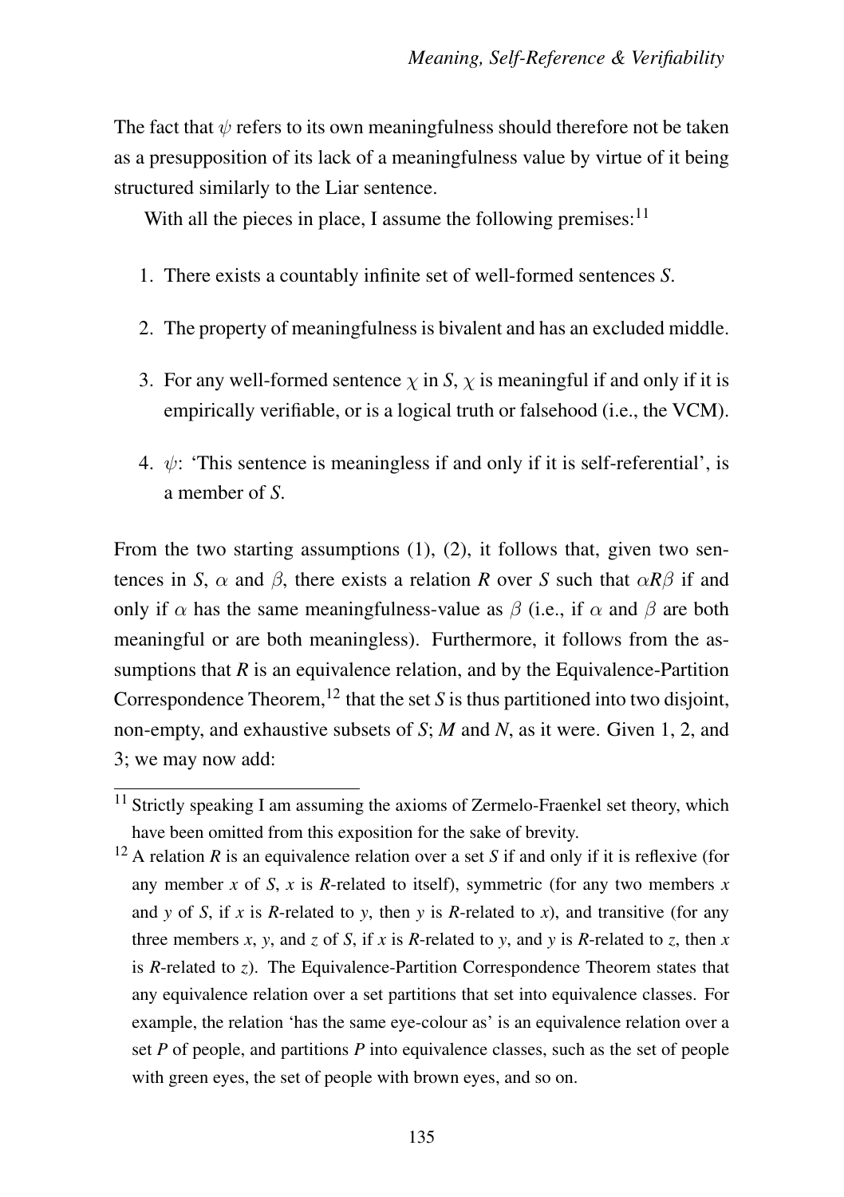The fact that $\psi$ refers to its own meaningfulness should therefore not be taken as a presupposition of its lack of a meaningfulness value by virtue of it being structured similarly to the Liar sentence.

With all the pieces in place, I assume the following premises:[11]

1. There exists a countably infinite set of well-formed sentences *S*.
2. The property of meaningfulness is bivalent and has an excluded middle.
3. For any well-formed sentence $\chi$ in *S*, $\chi$ is meaningful if and only if it is empirically verifiable, or is a logical truth or falsehood (i.e., the VCM).
4. $\psi$: 'This sentence is meaningless if and only if it is self-referential', is a member of *S*.

From the two starting assumptions (1), (2), it follows that, given two sentences in *S*, $\alpha$ and $\beta$, there exists a relation *R* over *S* such that $\alpha R \beta$ if and only if $\alpha$ has the same meaningfulness-value as $\beta$ (i.e., if $\alpha$ and $\beta$ are both meaningful or are both meaningless). Furthermore, it follows from the assumptions that *R* is an equivalence relation, and by the Equivalence-Partition Correspondence Theorem,[12] that the set *S* is thus partitioned into two disjoint, non-empty, and exhaustive subsets of *S*; *M* and *N*, as it were. Given 1, 2, and 3; we may now add:

[11] Strictly speaking I am assuming the axioms of Zermelo-Fraenkel set theory, which have been omitted from this exposition for the sake of brevity.

[12] A relation *R* is an equivalence relation over a set *S* if and only if it is reflexive (for any member *x* of *S*, *x* is *R*-related to itself), symmetric (for any two members *x* and *y* of *S*, if *x* is *R*-related to *y*, then *y* is *R*-related to *x*), and transitive (for any three members *x*, *y*, and *z* of *S*, if *x* is *R*-related to *y*, and *y* is *R*-related to *z*, then *x* is *R*-related to *z*). The Equivalence-Partition Correspondence Theorem states that any equivalence relation over a set partitions that set into equivalence classes. For example, the relation 'has the same eye-colour as' is an equivalence relation over a set *P* of people, and partitions *P* into equivalence classes, such as the set of people with green eyes, the set of people with brown eyes, and so on.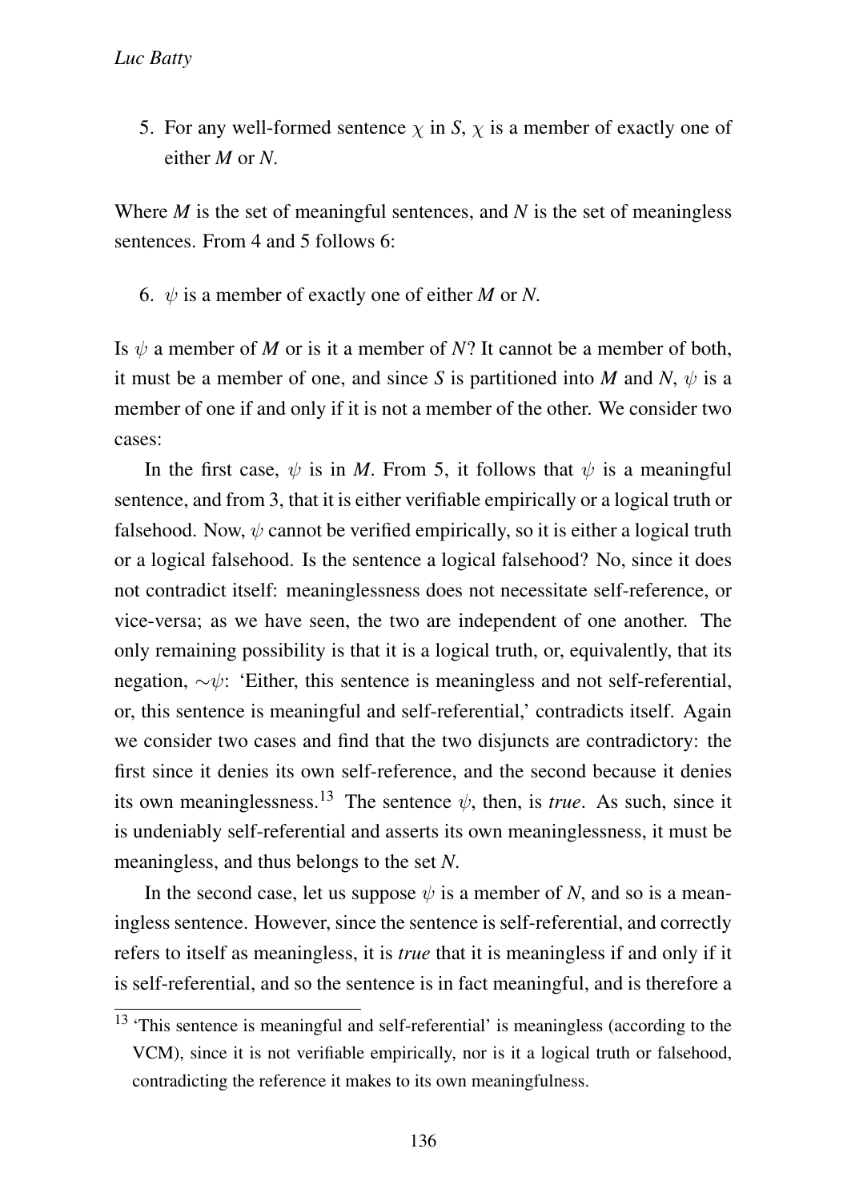5. For any well-formed sentence $\chi$ in *S*, $\chi$ is a member of exactly one of either *M* or *N*.

Where *M* is the set of meaningful sentences, and *N* is the set of meaningless sentences. From 4 and 5 follows 6:

6. $\psi$ is a member of exactly one of either *M* or *N*.

Is $\psi$ a member of *M* or is it a member of *N*? It cannot be a member of both, it must be a member of one, and since *S* is partitioned into *M* and *N*, $\psi$ is a member of one if and only if it is not a member of the other. We consider two cases:

In the first case, $\psi$ is in *M*. From 5, it follows that $\psi$ is a meaningful sentence, and from 3, that it is either verifiable empirically or a logical truth or falsehood. Now, $\psi$ cannot be verified empirically, so it is either a logical truth or a logical falsehood. Is the sentence a logical falsehood? No, since it does not contradict itself: meaninglessness does not necessitate self-reference, or vice-versa; as we have seen, the two are independent of one another. The only remaining possibility is that it is a logical truth, or, equivalently, that its negation, $\sim\psi$: 'Either, this sentence is meaningless and not self-referential, or, this sentence is meaningful and self-referential,' contradicts itself. Again we consider two cases and find that the two disjuncts are contradictory: the first since it denies its own self-reference, and the second because it denies its own meaninglessness.[13] The sentence $\psi$, then, is *true*. As such, since it is undeniably self-referential and asserts its own meaninglessness, it must be meaningless, and thus belongs to the set *N*.

In the second case, let us suppose $\psi$ is a member of *N*, and so is a meaningless sentence. However, since the sentence is self-referential, and correctly refers to itself as meaningless, it is *true* that it is meaningless if and only if it is self-referential, and so the sentence is in fact meaningful, and is therefore a

[13] 'This sentence is meaningful and self-referential' is meaningless (according to the VCM), since it is not verifiable empirically, nor is it a logical truth or falsehood, contradicting the reference it makes to its own meaningfulness.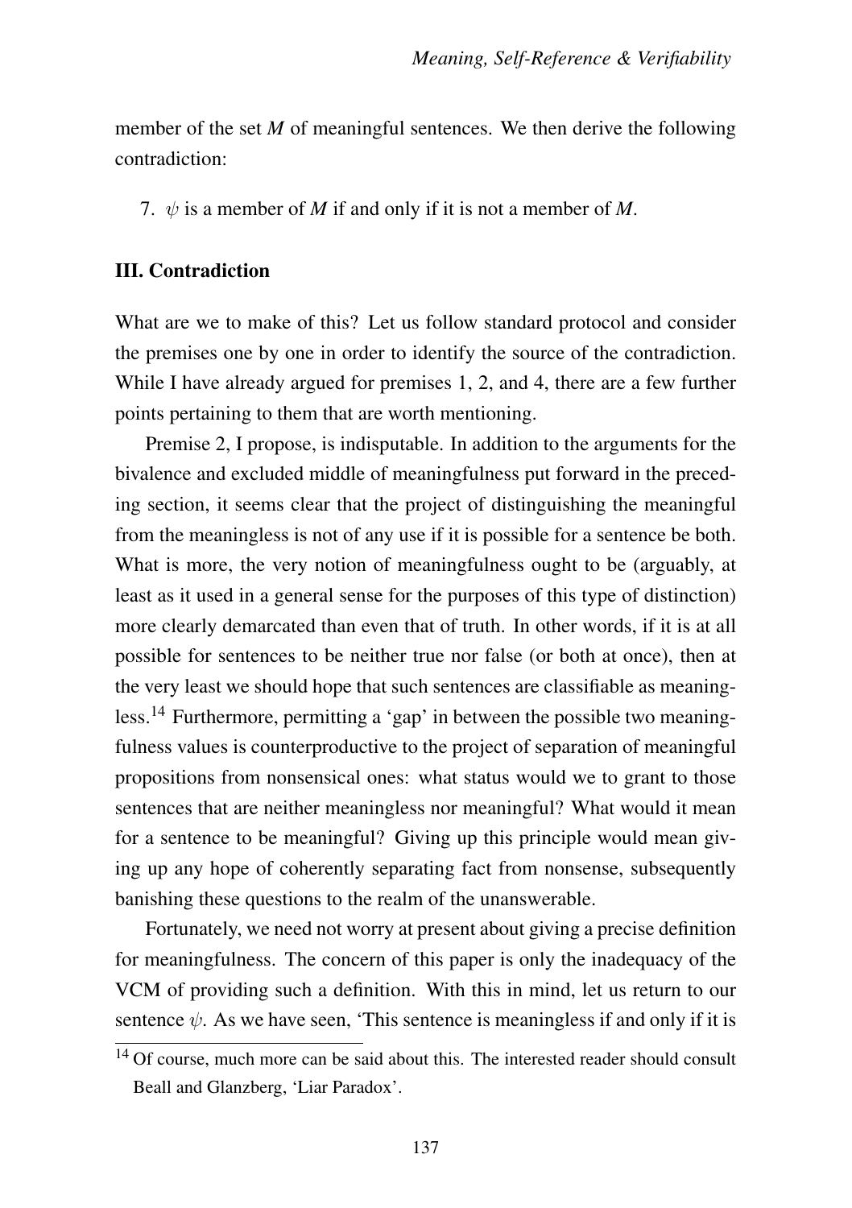member of the set *M* of meaningful sentences. We then derive the following contradiction:

7. $\psi$ is a member of *M* if and only if it is not a member of *M*.

### III. Contradiction

What are we to make of this? Let us follow standard protocol and consider the premises one by one in order to identify the source of the contradiction. While I have already argued for premises 1, 2, and 4, there are a few further points pertaining to them that are worth mentioning.

Premise 2, I propose, is indisputable. In addition to the arguments for the bivalence and excluded middle of meaningfulness put forward in the preceding section, it seems clear that the project of distinguishing the meaningful from the meaningless is not of any use if it is possible for a sentence be both. What is more, the very notion of meaningfulness ought to be (arguably, at least as it used in a general sense for the purposes of this type of distinction) more clearly demarcated than even that of truth. In other words, if it is at all possible for sentences to be neither true nor false (or both at once), then at the very least we should hope that such sentences are classifiable as meaningless.[14] Furthermore, permitting a 'gap' in between the possible two meaningfulness values is counterproductive to the project of separation of meaningful propositions from nonsensical ones: what status would we to grant to those sentences that are neither meaningless nor meaningful? What would it mean for a sentence to be meaningful? Giving up this principle would mean giving up any hope of coherently separating fact from nonsense, subsequently banishing these questions to the realm of the unanswerable.

Fortunately, we need not worry at present about giving a precise definition for meaningfulness. The concern of this paper is only the inadequacy of the VCM of providing such a definition. With this in mind, let us return to our sentence $\psi$. As we have seen, 'This sentence is meaningless if and only if it is

[14] Of course, much more can be said about this. The interested reader should consult Beall and Glanzberg, 'Liar Paradox'.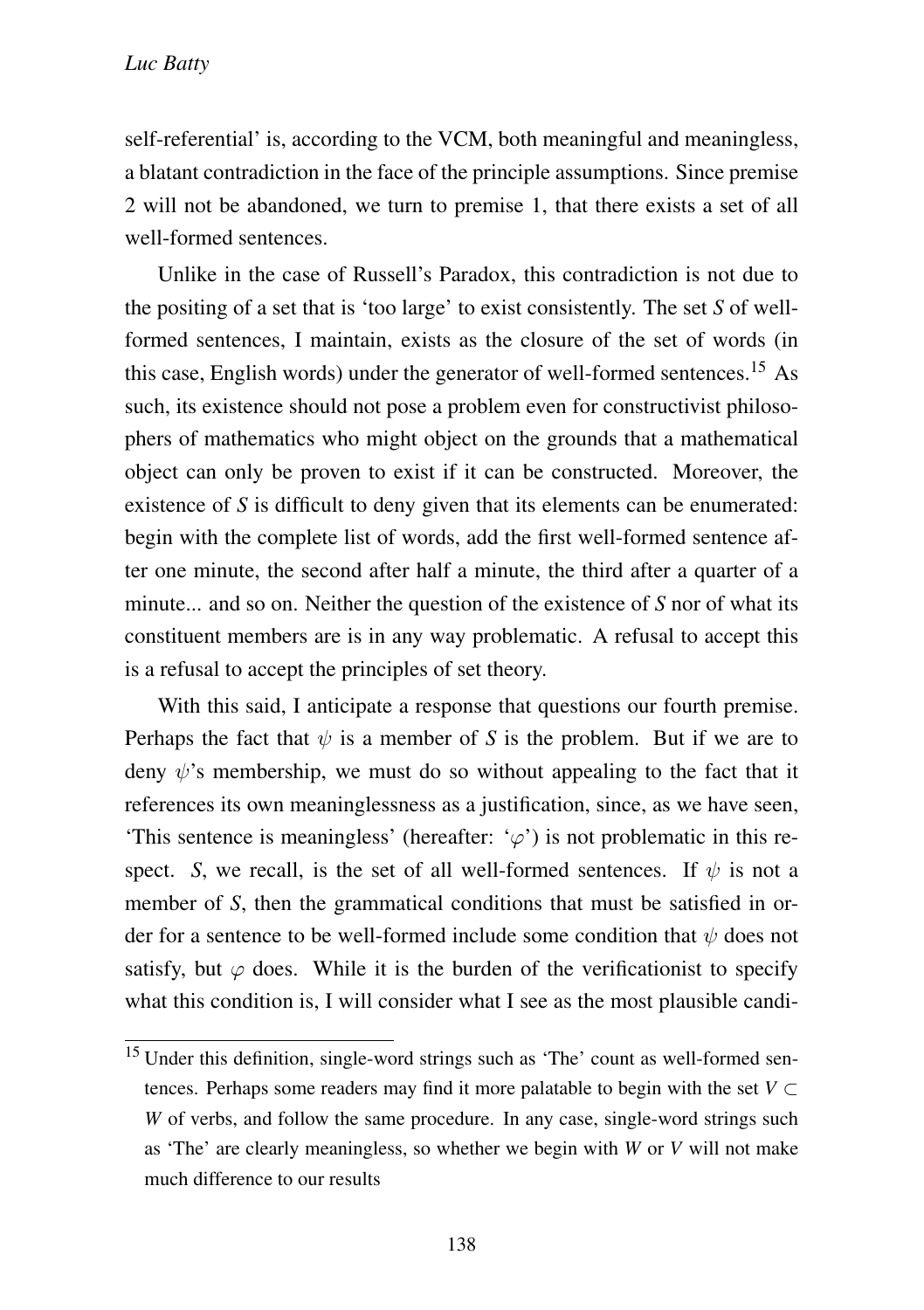self-referential' is, according to the VCM, both meaningful and meaningless, a blatant contradiction in the face of the principle assumptions. Since premise 2 will not be abandoned, we turn to premise 1, that there exists a set of all well-formed sentences.

Unlike in the case of Russell's Paradox, this contradiction is not due to the positing of a set that is 'too large' to exist consistently. The set *S* of well-formed sentences, I maintain, exists as the closure of the set of words (in this case, English words) under the generator of well-formed sentences.[15] As such, its existence should not pose a problem even for constructivist philosophers of mathematics who might object on the grounds that a mathematical object can only be proven to exist if it can be constructed. Moreover, the existence of *S* is difficult to deny given that its elements can be enumerated: begin with the complete list of words, add the first well-formed sentence after one minute, the second after half a minute, the third after a quarter of a minute... and so on. Neither the question of the existence of *S* nor of what its constituent members are is in any way problematic. A refusal to accept this is a refusal to accept the principles of set theory.

With this said, I anticipate a response that questions our fourth premise. Perhaps the fact that $\psi$ is a member of *S* is the problem. But if we are to deny $\psi$'s membership, we must do so without appealing to the fact that it references its own meaninglessness as a justification, since, as we have seen, 'This sentence is meaningless' (hereafter: '$\varphi$') is not problematic in this respect. *S*, we recall, is the set of all well-formed sentences. If $\psi$ is not a member of *S*, then the grammatical conditions that must be satisfied in order for a sentence to be well-formed include some condition that $\psi$ does not satisfy, but $\varphi$ does. While it is the burden of the verificationist to specify what this condition is, I will consider what I see as the most plausible candi-

[15] Under this definition, single-word strings such as 'The' count as well-formed sentences. Perhaps some readers may find it more palatable to begin with the set $V \subset W$ of verbs, and follow the same procedure. In any case, single-word strings such as 'The' are clearly meaningless, so whether we begin with *W* or *V* will not make much difference to our results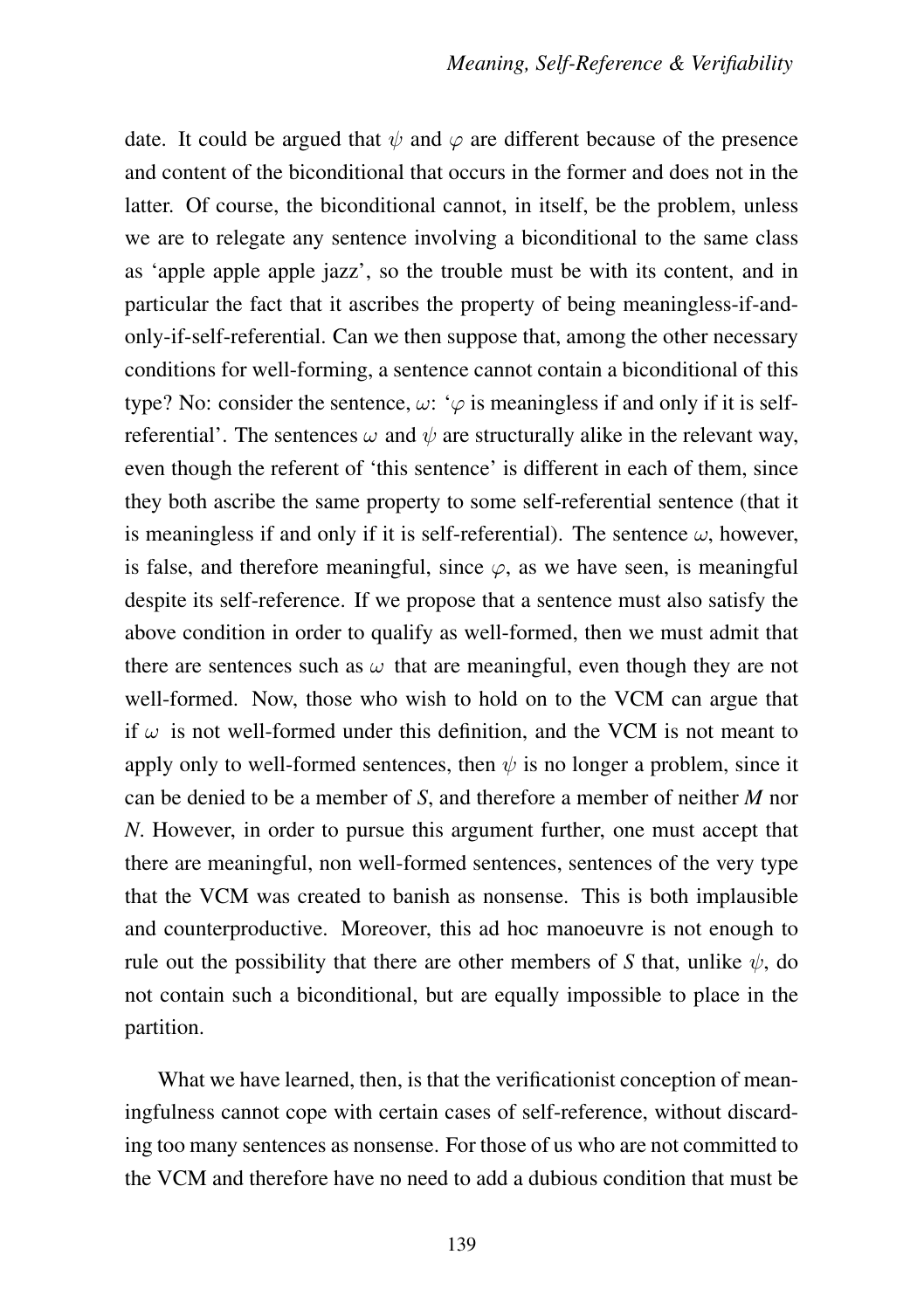date. It could be argued that $\psi$ and $\varphi$ are different because of the presence and content of the biconditional that occurs in the former and does not in the latter. Of course, the biconditional cannot, in itself, be the problem, unless we are to relegate any sentence involving a biconditional to the same class as 'apple apple apple jazz', so the trouble must be with its content, and in particular the fact that it ascribes the property of being meaningless-if-and-only-if-self-referential. Can we then suppose that, among the other necessary conditions for well-forming, a sentence cannot contain a biconditional of this type? No: consider the sentence, $\omega$: '$\varphi$ is meaningless if and only if it is self-referential'. The sentences $\omega$ and $\psi$ are structurally alike in the relevant way, even though the referent of 'this sentence' is different in each of them, since they both ascribe the same property to some self-referential sentence (that it is meaningless if and only if it is self-referential). The sentence $\omega$, however, is false, and therefore meaningful, since $\varphi$, as we have seen, is meaningful despite its self-reference. If we propose that a sentence must also satisfy the above condition in order to qualify as well-formed, then we must admit that there are sentences such as $\omega$ that are meaningful, even though they are not well-formed. Now, those who wish to hold on to the VCM can argue that if $\omega$ is not well-formed under this definition, and the VCM is not meant to apply only to well-formed sentences, then $\psi$ is no longer a problem, since it can be denied to be a member of *S*, and therefore a member of neither *M* nor *N*. However, in order to pursue this argument further, one must accept that there are meaningful, non well-formed sentences, sentences of the very type that the VCM was created to banish as nonsense. This is both implausible and counterproductive. Moreover, this ad hoc manoeuvre is not enough to rule out the possibility that there are other members of *S* that, unlike $\psi$, do not contain such a biconditional, but are equally impossible to place in the partition.

What we have learned, then, is that the verificationist conception of meaningfulness cannot cope with certain cases of self-reference, without discarding too many sentences as nonsense. For those of us who are not committed to the VCM and therefore have no need to add a dubious condition that must be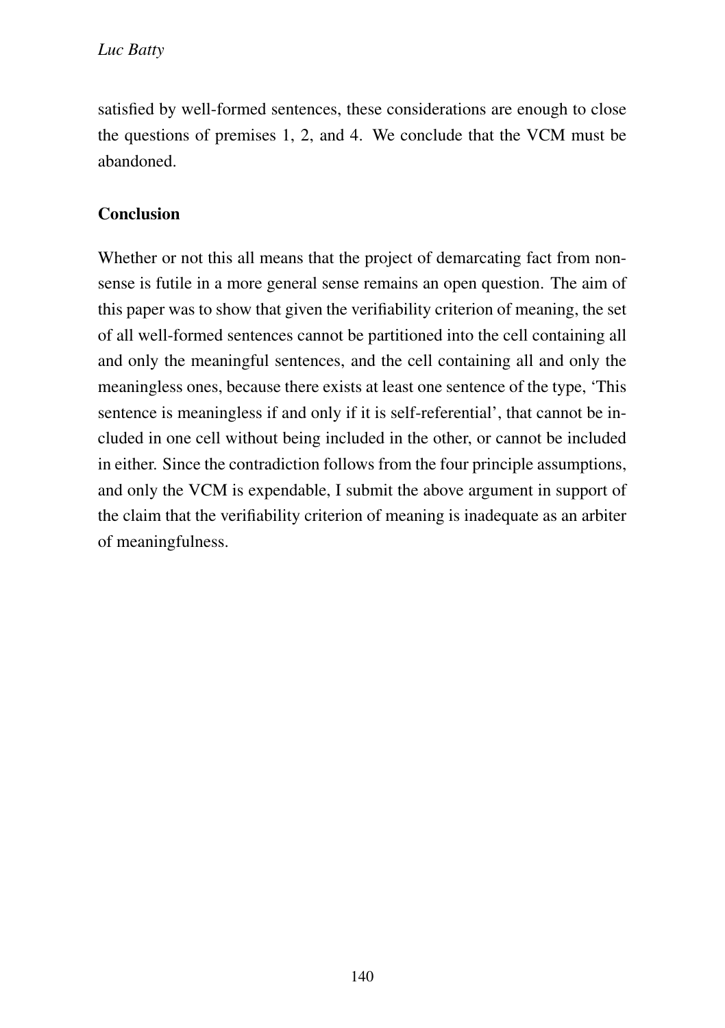satisfied by well-formed sentences, these considerations are enough to close the questions of premises 1, 2, and 4. We conclude that the VCM must be abandoned.

## Conclusion

Whether or not this all means that the project of demarcating fact from nonsense is futile in a more general sense remains an open question. The aim of this paper was to show that given the verifiability criterion of meaning, the set of all well-formed sentences cannot be partitioned into the cell containing all and only the meaningful sentences, and the cell containing all and only the meaningless ones, because there exists at least one sentence of the type, 'This sentence is meaningless if and only if it is self-referential', that cannot be included in one cell without being included in the other, or cannot be included in either. Since the contradiction follows from the four principle assumptions, and only the VCM is expendable, I submit the above argument in support of the claim that the verifiability criterion of meaning is inadequate as an arbiter of meaningfulness.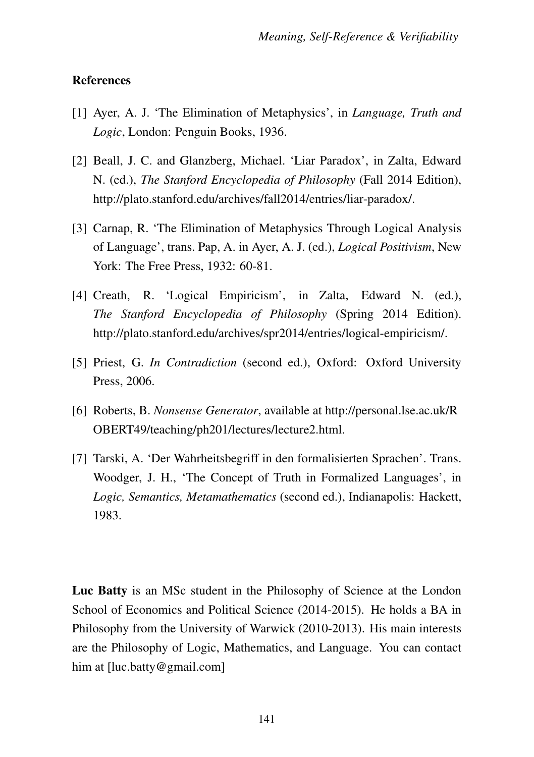## References

[1] Ayer, A. J. 'The Elimination of Metaphysics', in *Language, Truth and Logic*, London: Penguin Books, 1936.

[2] Beall, J. C. and Glanzberg, Michael. 'Liar Paradox', in Zalta, Edward N. (ed.), *The Stanford Encyclopedia of Philosophy* (Fall 2014 Edition), http://plato.stanford.edu/archives/fall2014/entries/liar-paradox/.

[3] Carnap, R. 'The Elimination of Metaphysics Through Logical Analysis of Language', trans. Pap, A. in Ayer, A. J. (ed.), *Logical Positivism*, New York: The Free Press, 1932: 60-81.

[4] Creath, R. 'Logical Empiricism', in Zalta, Edward N. (ed.), *The Stanford Encyclopedia of Philosophy* (Spring 2014 Edition). http://plato.stanford.edu/archives/spr2014/entries/logical-empiricism/.

[5] Priest, G. *In Contradiction* (second ed.), Oxford: Oxford University Press, 2006.

[6] Roberts, B. *Nonsense Generator*, available at http://personal.lse.ac.uk/ROBERT49/teaching/ph201/lectures/lecture2.html.

[7] Tarski, A. 'Der Wahrheitsbegriff in den formalisierten Sprachen'. Trans. Woodger, J. H., 'The Concept of Truth in Formalized Languages', in *Logic, Semantics, Metamathematics* (second ed.), Indianapolis: Hackett, 1983.

**Luc Batty** is an MSc student in the Philosophy of Science at the London School of Economics and Political Science (2014-2015). He holds a BA in Philosophy from the University of Warwick (2010-2013). His main interests are the Philosophy of Logic, Mathematics, and Language. You can contact him at [luc.batty@gmail.com]